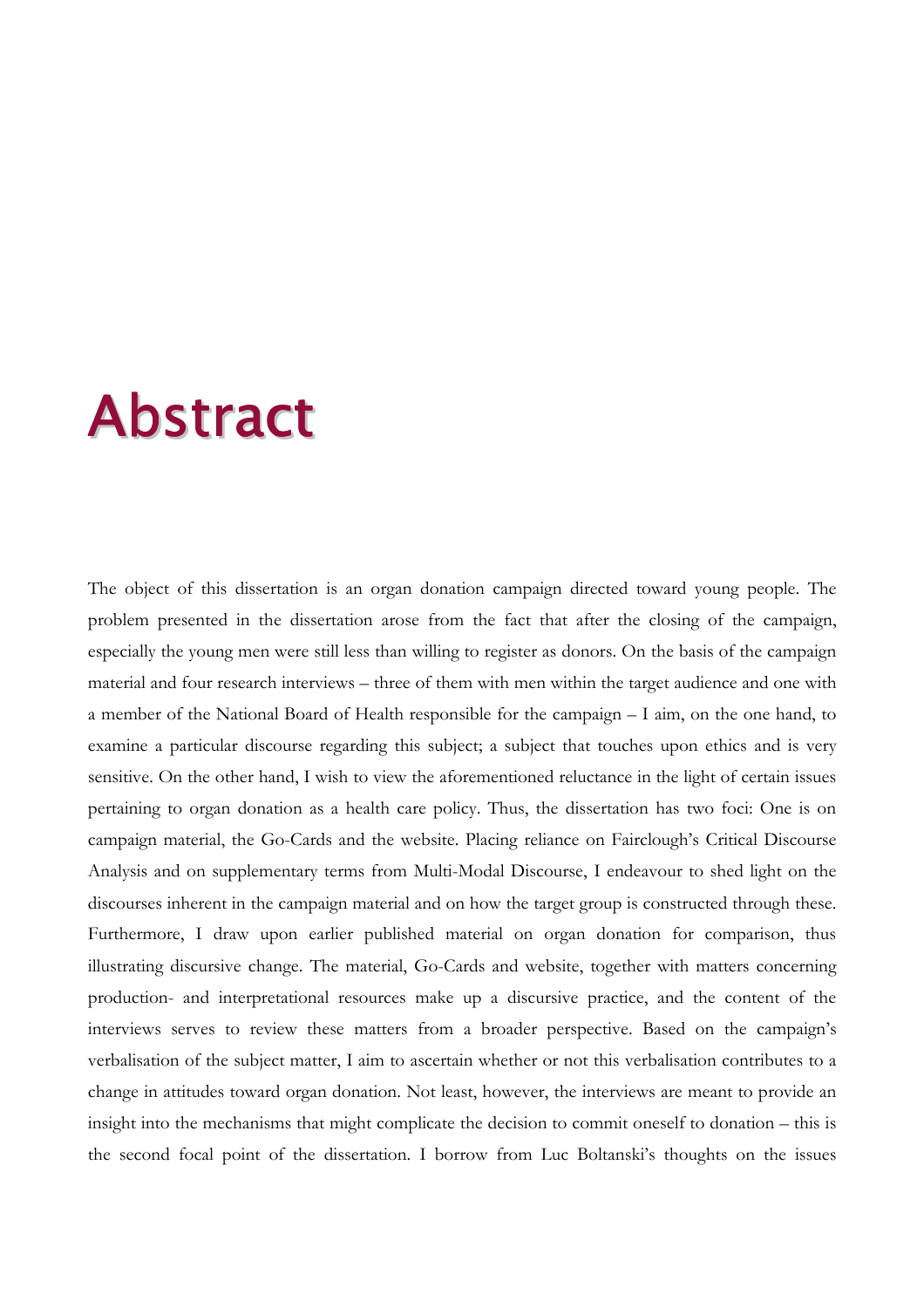# Abstract

The object of this dissertation is an organ donation campaign directed toward young people. The problem presented in the dissertation arose from the fact that after the closing of the campaign, especially the young men were still less than willing to register as donors. On the basis of the campaign material and four research interviews – three of them with men within the target audience and one with a member of the National Board of Health responsible for the campaign – I aim, on the one hand, to examine a particular discourse regarding this subject; a subject that touches upon ethics and is very sensitive. On the other hand, I wish to view the aforementioned reluctance in the light of certain issues pertaining to organ donation as a health care policy. Thus, the dissertation has two foci: One is on campaign material, the Go-Cards and the website. Placing reliance on Fairclough's Critical Discourse Analysis and on supplementary terms from Multi-Modal Discourse, I endeavour to shed light on the discourses inherent in the campaign material and on how the target group is constructed through these. Furthermore, I draw upon earlier published material on organ donation for comparison, thus illustrating discursive change. The material, Go-Cards and website, together with matters concerning production- and interpretational resources make up a discursive practice, and the content of the interviews serves to review these matters from a broader perspective. Based on the campaign's verbalisation of the subject matter, I aim to ascertain whether or not this verbalisation contributes to a change in attitudes toward organ donation. Not least, however, the interviews are meant to provide an insight into the mechanisms that might complicate the decision to commit oneself to donation – this is the second focal point of the dissertation. I borrow from Luc Boltanski's thoughts on the issues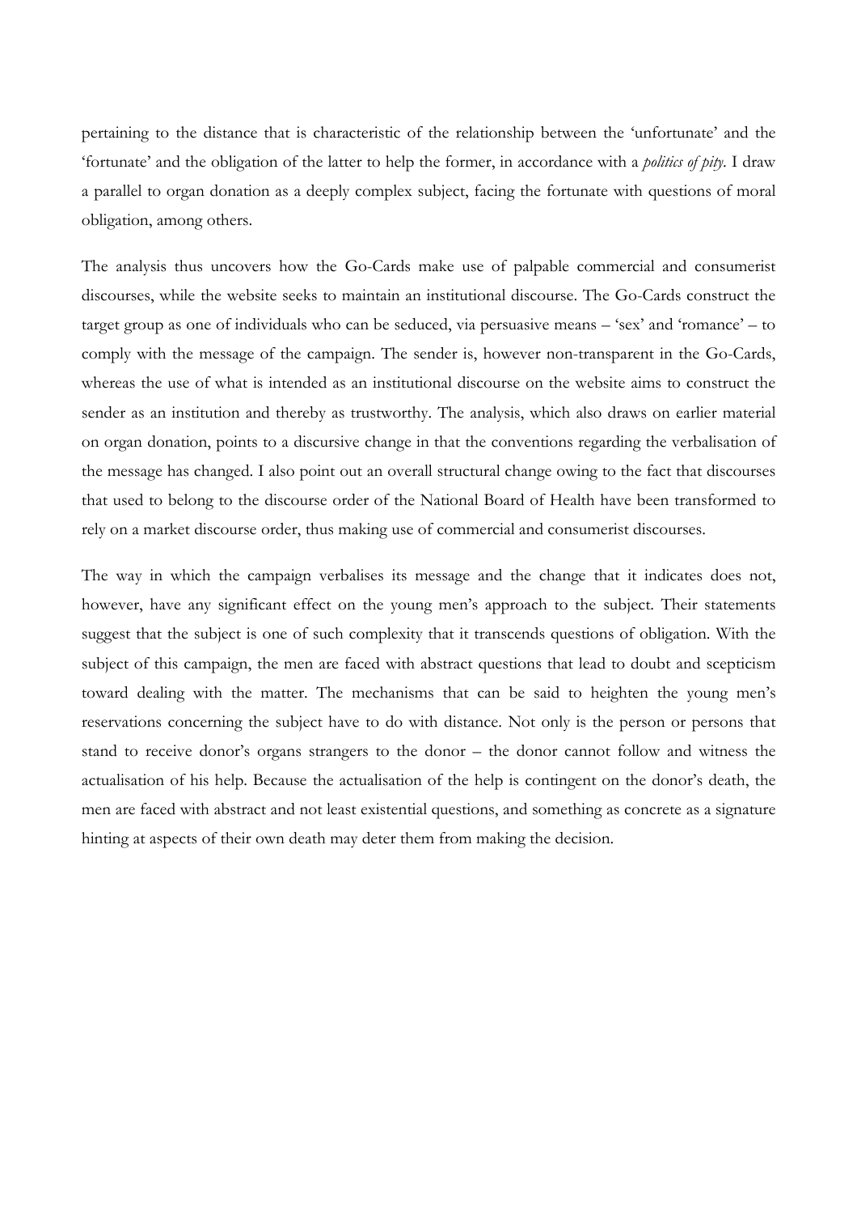pertaining to the distance that is characteristic of the relationship between the 'unfortunate' and the 'fortunate' and the obligation of the latter to help the former, in accordance with a *politics of pity*. I draw a parallel to organ donation as a deeply complex subject, facing the fortunate with questions of moral obligation, among others.

The analysis thus uncovers how the Go-Cards make use of palpable commercial and consumerist discourses, while the website seeks to maintain an institutional discourse. The Go-Cards construct the target group as one of individuals who can be seduced, via persuasive means – 'sex' and 'romance' – to comply with the message of the campaign. The sender is, however non-transparent in the Go-Cards, whereas the use of what is intended as an institutional discourse on the website aims to construct the sender as an institution and thereby as trustworthy. The analysis, which also draws on earlier material on organ donation, points to a discursive change in that the conventions regarding the verbalisation of the message has changed. I also point out an overall structural change owing to the fact that discourses that used to belong to the discourse order of the National Board of Health have been transformed to rely on a market discourse order, thus making use of commercial and consumerist discourses.

The way in which the campaign verbalises its message and the change that it indicates does not, however, have any significant effect on the young men's approach to the subject. Their statements suggest that the subject is one of such complexity that it transcends questions of obligation. With the subject of this campaign, the men are faced with abstract questions that lead to doubt and scepticism toward dealing with the matter. The mechanisms that can be said to heighten the young men's reservations concerning the subject have to do with distance. Not only is the person or persons that stand to receive donor's organs strangers to the donor – the donor cannot follow and witness the actualisation of his help. Because the actualisation of the help is contingent on the donor's death, the men are faced with abstract and not least existential questions, and something as concrete as a signature hinting at aspects of their own death may deter them from making the decision.